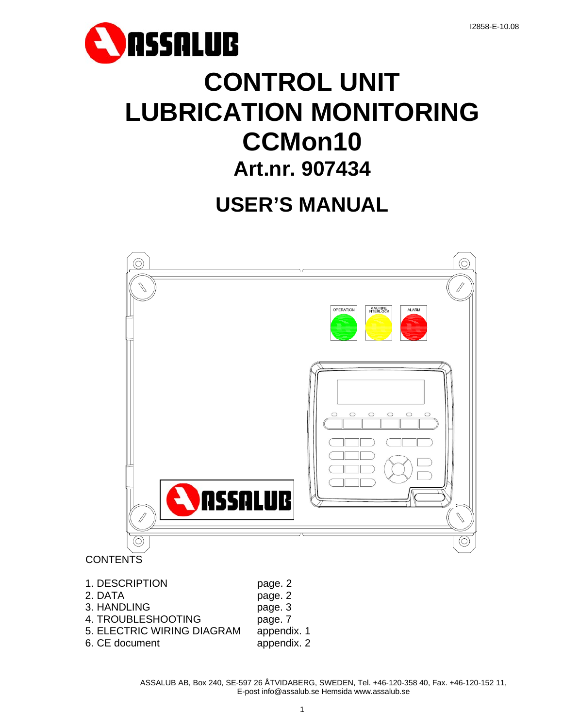I2858-E-10.08

ASSALUB

# CONTROL UNIT
# LUBRICATION MONITORING
# CCMon10
## Art.nr. 907434

# USER'S MANUAL

OPERATION MACHINE INTERLOCK ALARM

CONTENTS

| | |
|---|---|
| 1. DESCRIPTION | page. 2 |
| 2. DATA | page. 2 |
| 3. HANDLING | page. 3 |
| 4. TROUBLESHOOTING | page. 7 |
| 5. ELECTRIC WIRING DIAGRAM | appendix. 1 |
| 6. CE document | appendix. 2 |

ASSALUB AB, Box 240, SE-597 26 ÅTVIDABERG, SWEDEN, Tel. +46-120-358 40, Fax. +46-120-152 11, E-post info@assalub.se Hemsida www.assalub.se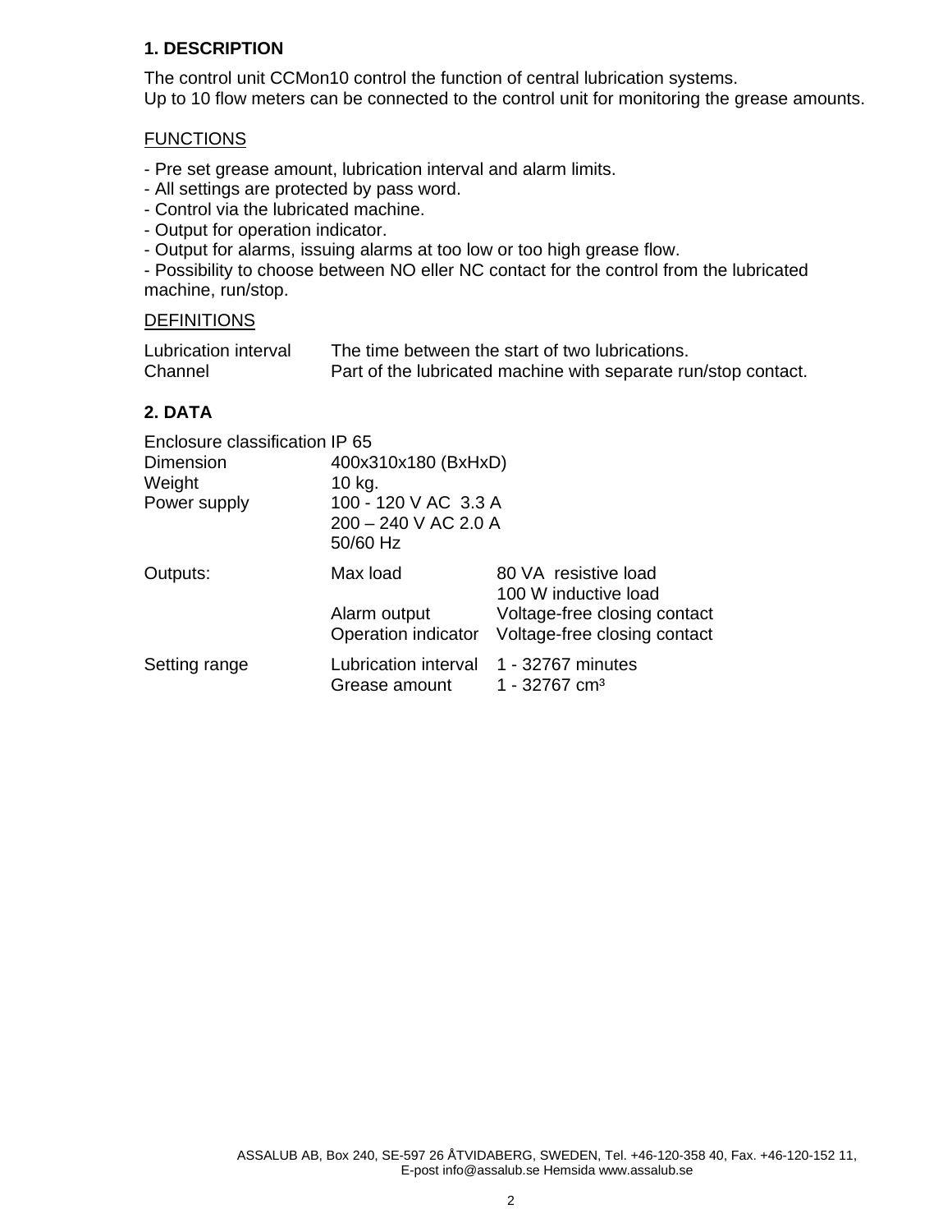## 1. DESCRIPTION

The control unit CCMon10 control the function of central lubrication systems.
Up to 10 flow meters can be connected to the control unit for monitoring the grease amounts.

FUNCTIONS

- Pre set grease amount, lubrication interval and alarm limits.
- All settings are protected by pass word.
- Control via the lubricated machine.
- Output for operation indicator.
- Output for alarms, issuing alarms at too low or too high grease flow.
- Possibility to choose between NO eller NC contact for the control from the lubricated machine, run/stop.

DEFINITIONS

| | |
|---|---|
| Lubrication interval | The time between the start of two lubrications. |
| Channel | Part of the lubricated machine with separate run/stop contact. |

## 2. DATA

| | | |
|---|---|---|
| Enclosure classification | IP 65 | |
| Dimension | 400x310x180 (BxHxD) | |
| Weight | 10 kg. | |
| Power supply | 100 - 120 V AC 3.3 A<br>200 – 240 V AC 2.0 A<br>50/60 Hz | |
| Outputs: | Max load | 80 VA resistive load<br>100 W inductive load |
| | Alarm output | Voltage-free closing contact |
| | Operation indicator | Voltage-free closing contact |
| Setting range | Lubrication interval | 1 - 32767 minutes |
| | Grease amount | 1 - 32767 cm³ |

ASSALUB AB, Box 240, SE-597 26 ÅTVIDABERG, SWEDEN, Tel. +46-120-358 40, Fax. +46-120-152 11,
E-post info@assalub.se Hemsida www.assalub.se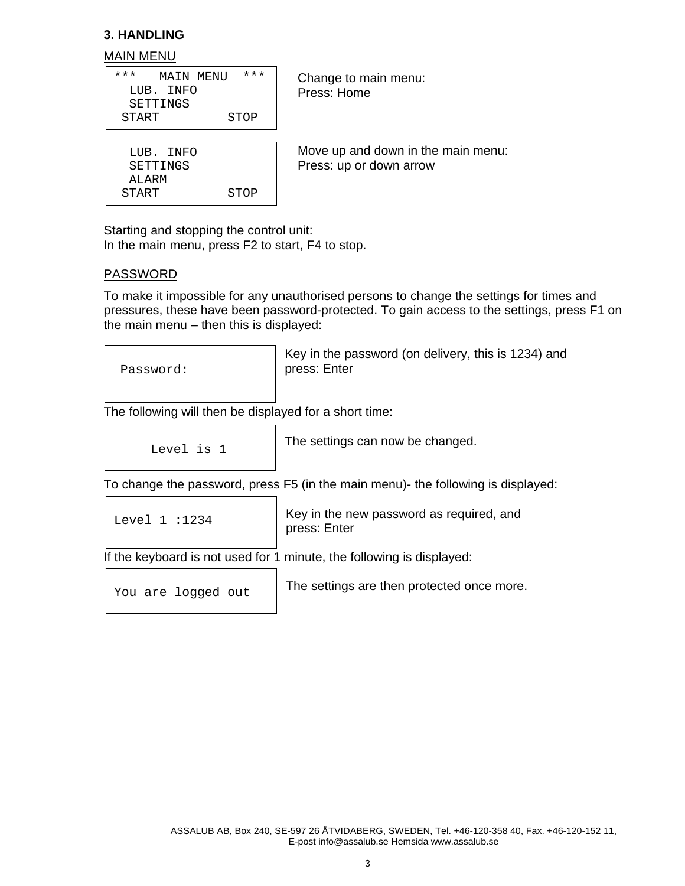## 3. HANDLING

MAIN MENU

```
***   MAIN MENU  ***
  LUB. INFO
  SETTINGS
 START         STOP
```

Change to main menu:
Press: Home

```
  LUB. INFO
  SETTINGS
  ALARM
 START         STOP
```

Move up and down in the main menu:
Press: up or down arrow

Starting and stopping the control unit:
In the main menu, press F2 to start, F4 to stop.

PASSWORD

To make it impossible for any unauthorised persons to change the settings for times and pressures, these have been password-protected. To gain access to the settings, press F1 on the main menu – then this is displayed:

```
Password:
```

Key in the password (on delivery, this is 1234) and press: Enter

The following will then be displayed for a short time:

```
Level is 1
```

The settings can now be changed.

To change the password, press F5 (in the main menu)- the following is displayed:

```
Level 1 :1234
```

Key in the new password as required, and press: Enter

If the keyboard is not used for 1 minute, the following is displayed:

```
You are logged out
```

The settings are then protected once more.

ASSALUB AB, Box 240, SE-597 26 ÅTVIDABERG, SWEDEN, Tel. +46-120-358 40, Fax. +46-120-152 11,
E-post info@assalub.se Hemsida www.assalub.se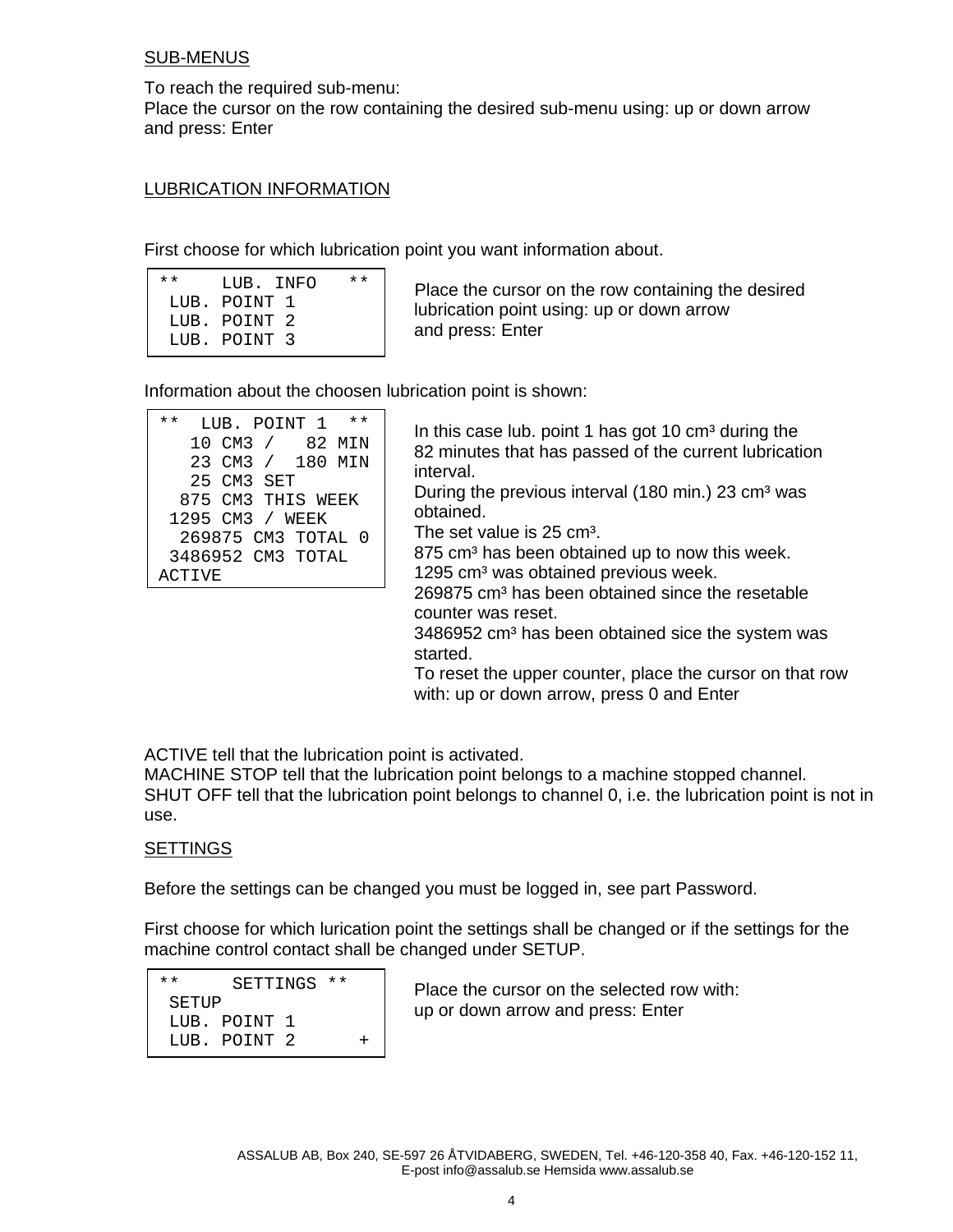## SUB-MENUS

To reach the required sub-menu:
Place the cursor on the row containing the desired sub-menu using: up or down arrow
and press: Enter

## LUBRICATION INFORMATION

First choose for which lubrication point you want information about.

```
**    LUB. INFO   **
 LUB. POINT 1
 LUB. POINT 2
 LUB. POINT 3
```

Place the cursor on the row containing the desired lubrication point using: up or down arrow
and press: Enter

Information about the choosen lubrication point is shown:

```
**  LUB. POINT 1  **
   10 CM3 /   82 MIN
   23 CM3 /  180 MIN
   25 CM3 SET
  875 CM3 THIS WEEK
 1295 CM3 / WEEK
  269875 CM3 TOTAL 0
 3486952 CM3 TOTAL
ACTIVE
```

In this case lub. point 1 has got 10 cm³ during the 82 minutes that has passed of the current lubrication interval.
During the previous interval (180 min.) 23 cm³ was obtained.
The set value is 25 cm³.
875 cm³ has been obtained up to now this week.
1295 cm³ was obtained previous week.
269875 cm³ has been obtained since the resetable counter was reset.
3486952 cm³ has been obtained sice the system was started.
To reset the upper counter, place the cursor on that row with: up or down arrow, press 0 and Enter

ACTIVE tell that the lubrication point is activated.
MACHINE STOP tell that the lubrication point belongs to a machine stopped channel.
SHUT OFF tell that the lubrication point belongs to channel 0, i.e. the lubrication point is not in use.

## SETTINGS

Before the settings can be changed you must be logged in, see part Password.

First choose for which lurication point the settings shall be changed or if the settings for the machine control contact shall be changed under SETUP.

```
**      SETTINGS **
 SETUP
 LUB. POINT 1
 LUB. POINT 2      +
```

Place the cursor on the selected row with:
up or down arrow and press: Enter

ASSALUB AB, Box 240, SE-597 26 ÅTVIDABERG, SWEDEN, Tel. +46-120-358 40, Fax. +46-120-152 11,
E-post info@assalub.se Hemsida www.assalub.se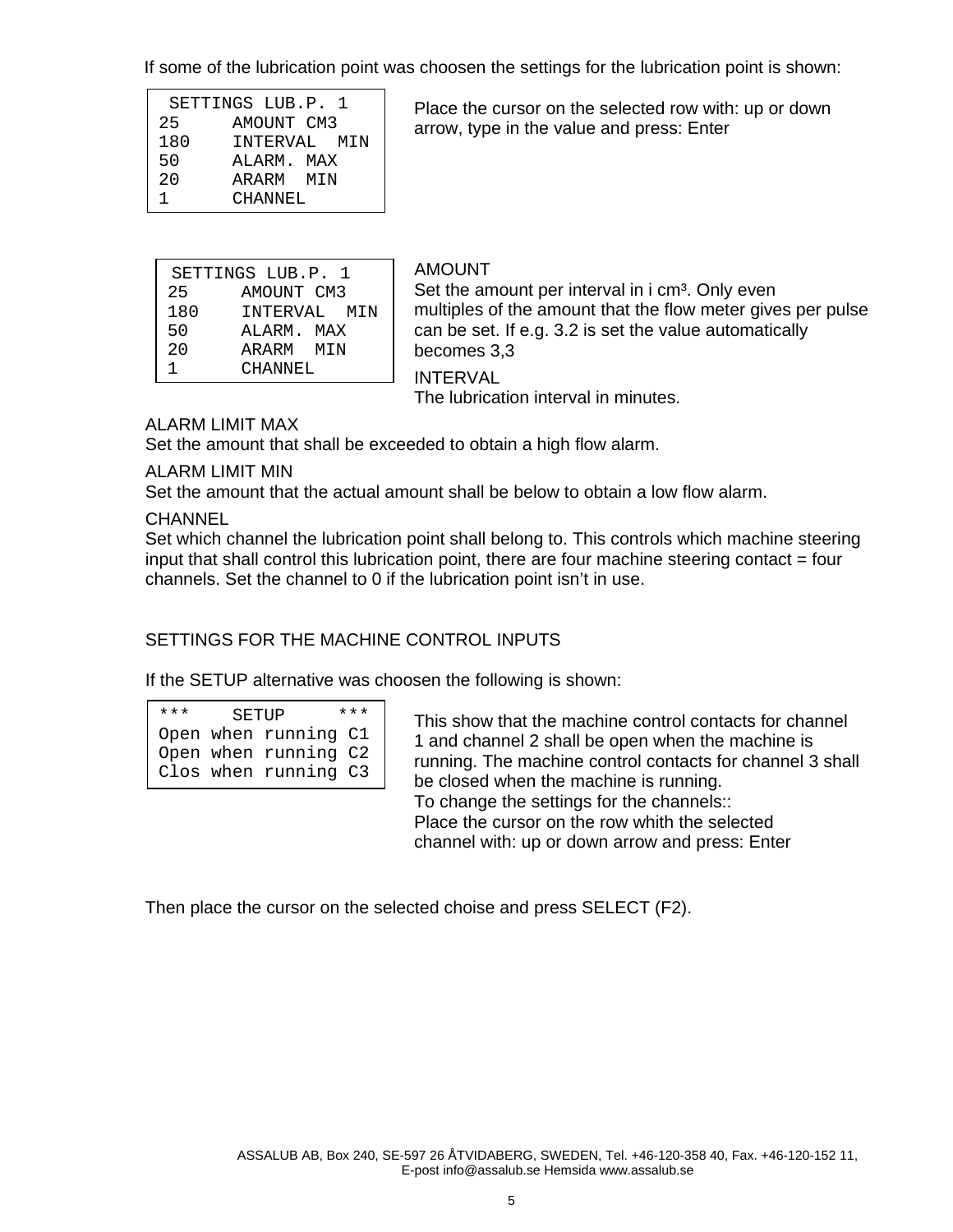If some of the lubrication point was choosen the settings for the lubrication point is shown:

```
 SETTINGS LUB.P. 1
25     AMOUNT CM3
180    INTERVAL  MIN
50     ALARM. MAX
20     ARARM  MIN
1      CHANNEL
```

Place the cursor on the selected row with: up or down arrow, type in the value and press: Enter

```
 SETTINGS LUB.P. 1
25     AMOUNT CM3
180    INTERVAL  MIN
50     ALARM. MAX
20     ARARM  MIN
1      CHANNEL
```

AMOUNT
Set the amount per interval in i cm³. Only even multiples of the amount that the flow meter gives per pulse can be set. If e.g. 3.2 is set the value automatically becomes 3,3

INTERVAL
The lubrication interval in minutes.

ALARM LIMIT MAX
Set the amount that shall be exceeded to obtain a high flow alarm.

ALARM LIMIT MIN
Set the amount that the actual amount shall be below to obtain a low flow alarm.

CHANNEL
Set which channel the lubrication point shall belong to. This controls which machine steering input that shall control this lubrication point, there are four machine steering contact = four channels. Set the channel to 0 if the lubrication point isn't in use.

SETTINGS FOR THE MACHINE CONTROL INPUTS

If the SETUP alternative was choosen the following is shown:

```
***    SETUP     ***
Open when running C1
Open when running C2
Clos when running C3
```

This show that the machine control contacts for channel 1 and channel 2 shall be open when the machine is running. The machine control contacts for channel 3 shall be closed when the machine is running.
To change the settings for the channels::
Place the cursor on the row whith the selected channel with: up or down arrow and press: Enter

Then place the cursor on the selected choise and press SELECT (F2).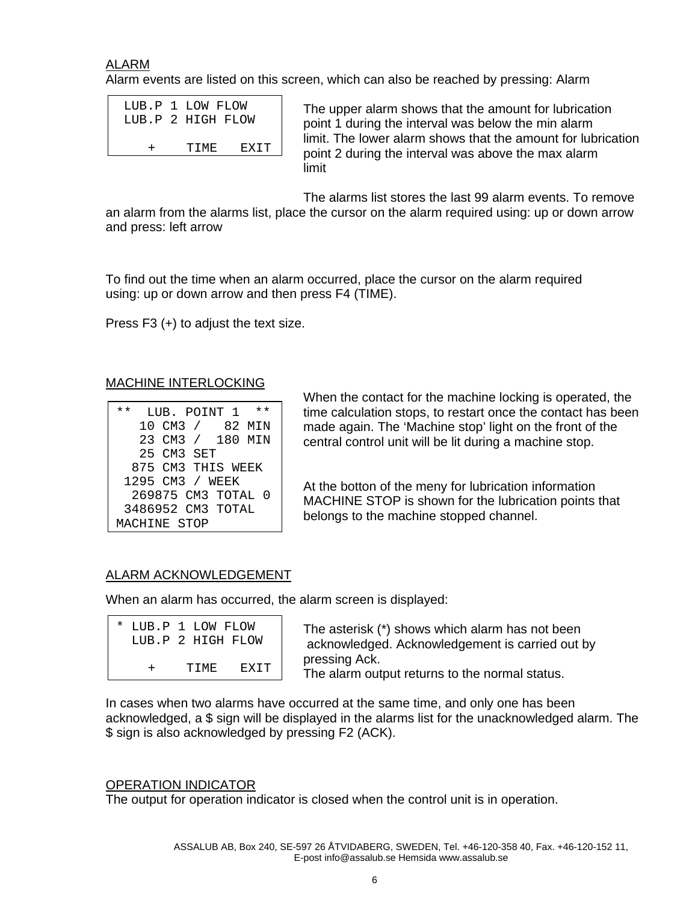## ALARM

Alarm events are listed on this screen, which can also be reached by pressing: Alarm

```
 LUB.P 1 LOW FLOW
 LUB.P 2 HIGH FLOW

    +    TIME   EXIT
```

The upper alarm shows that the amount for lubrication point 1 during the interval was below the min alarm limit. The lower alarm shows that the amount for lubrication point 2 during the interval was above the max alarm limit

The alarms list stores the last 99 alarm events. To remove an alarm from the alarms list, place the cursor on the alarm required using: up or down arrow and press: left arrow

To find out the time when an alarm occurred, place the cursor on the alarm required using: up or down arrow and then press F4 (TIME).

Press F3 (+) to adjust the text size.

## MACHINE INTERLOCKING

```
**  LUB. POINT 1  **
   10 CM3 /   82 MIN
   23 CM3 /  180 MIN
   25 CM3 SET
  875 CM3 THIS WEEK
 1295 CM3 / WEEK
  269875 CM3 TOTAL 0
 3486952 CM3 TOTAL
MACHINE STOP
```

When the contact for the machine locking is operated, the time calculation stops, to restart once the contact has been made again. The 'Machine stop' light on the front of the central control unit will be lit during a machine stop.

At the botton of the meny for lubrication information MACHINE STOP is shown for the lubrication points that belongs to the machine stopped channel.

## ALARM ACKNOWLEDGEMENT

When an alarm has occurred, the alarm screen is displayed:

```
* LUB.P 1 LOW FLOW
  LUB.P 2 HIGH FLOW

    +    TIME   EXIT
```

The asterisk (*) shows which alarm has not been acknowledged. Acknowledgement is carried out by pressing Ack.
The alarm output returns to the normal status.

In cases when two alarms have occurred at the same time, and only one has been acknowledged, a $ sign will be displayed in the alarms list for the unacknowledged alarm. The $ sign is also acknowledged by pressing F2 (ACK).

## OPERATION INDICATOR

The output for operation indicator is closed when the control unit is in operation.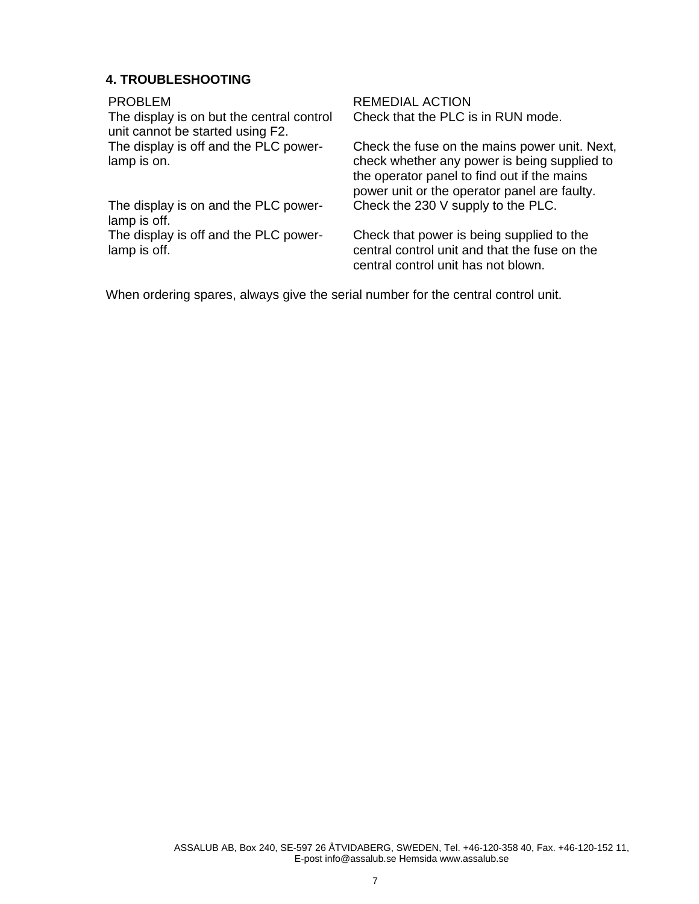## 4. TROUBLESHOOTING

| PROBLEM | REMEDIAL ACTION |
| --- | --- |
| The display is on but the central control unit cannot be started using F2. | Check that the PLC is in RUN mode. |
| The display is off and the PLC power-lamp is on. | Check the fuse on the mains power unit. Next, check whether any power is being supplied to the operator panel to find out if the mains power unit or the operator panel are faulty. |
| The display is on and the PLC power-lamp is off. | Check the 230 V supply to the PLC. |
| The display is off and the PLC power-lamp is off. | Check that power is being supplied to the central control unit and that the fuse on the central control unit has not blown. |

When ordering spares, always give the serial number for the central control unit.

ASSALUB AB, Box 240, SE-597 26 ÅTVIDABERG, SWEDEN, Tel. +46-120-358 40, Fax. +46-120-152 11, E-post info@assalub.se Hemsida www.assalub.se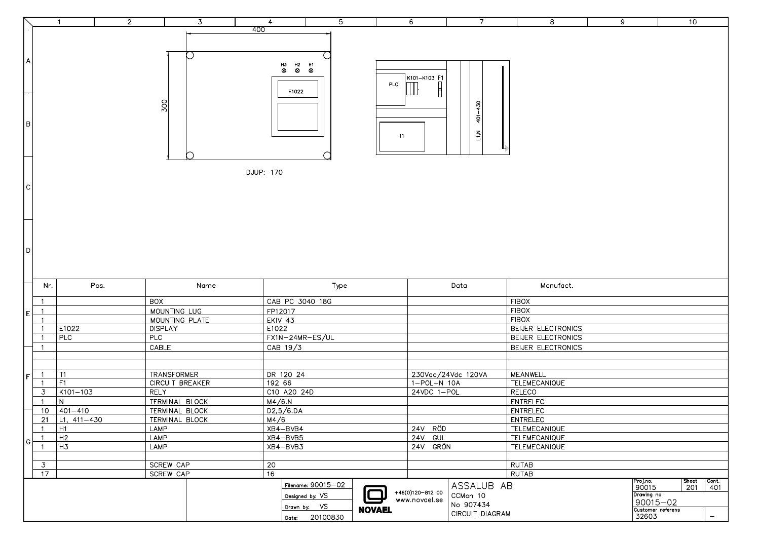400

300

H3 H2 H1

E1022

DJUP: 170

PLC

K101–K103 F1

T1

L1,N 401–430

| Nr. | Pos. | Name | Type | Data | Manufact. |
|---|---|---|---|---|---|
| 1 | | BOX | CAB PC 3040 18G | | FIBOX |
| 1 | | MOUNTING LUG | FP12017 | | FIBOX |
| 1 | | MOUNTING PLATE | EKIV 43 | | FIBOX |
| 1 | E1022 | DISPLAY | E1022 | | BEIJER ELECTRONICS |
| 1 | PLC | PLC | FX1N–24MR–ES/UL | | BEIJER ELECTRONICS |
| 1 | | CABLE | CAB 19/3 | | BEIJER ELECTRONICS |
| | | | | | |
| | | | | | |
| 1 | T1 | TRANSFORMER | DR 120 24 | 230Vac/24Vdc 120VA | MEANWELL |
| 1 | F1 | CIRCUIT BREAKER | 192 66 | 1–POL+N 10A | TELEMECANIQUE |
| 3 | K101–103 | RELY | C10 A20 24D | 24VDC 1–POL | RELECO |
| 1 | N | TERMINAL BLOCK | M4/6.N | | ENTRELEC |
| 10 | 401–410 | TERMINAL BLOCK | D2,5/6.DA | | ENTRELEC |
| 21 | L1, 411–430 | TERMINAL BLOCK | M4/6 | | ENTRELEC |
| 1 | H1 | LAMP | XB4–BVB4 | 24V RÖD | TELEMECANIQUE |
| 1 | H2 | LAMP | XB4–BVB5 | 24V GUL | TELEMECANIQUE |
| 1 | H3 | LAMP | XB4–BVB3 | 24V GRÖN | TELEMECANIQUE |
| | | | | | |
| 3 | | SCREW CAP | 20 | | RUTAB |
| 17 | | SCREW CAP | 16 | | RUTAB |

Filename: 90015–02
Designed by: VS
Drawn by: VS
Date: 20100830

NOVAEL
+46(0)120–812 00
www.novael.se

ASSALUB AB
CCMon 10
No 907434
CIRCUIT DIAGRAM

Proj.no. 90015
Sheet 201
Cont. 401
Drawing no 90015–02
Customer referens 32603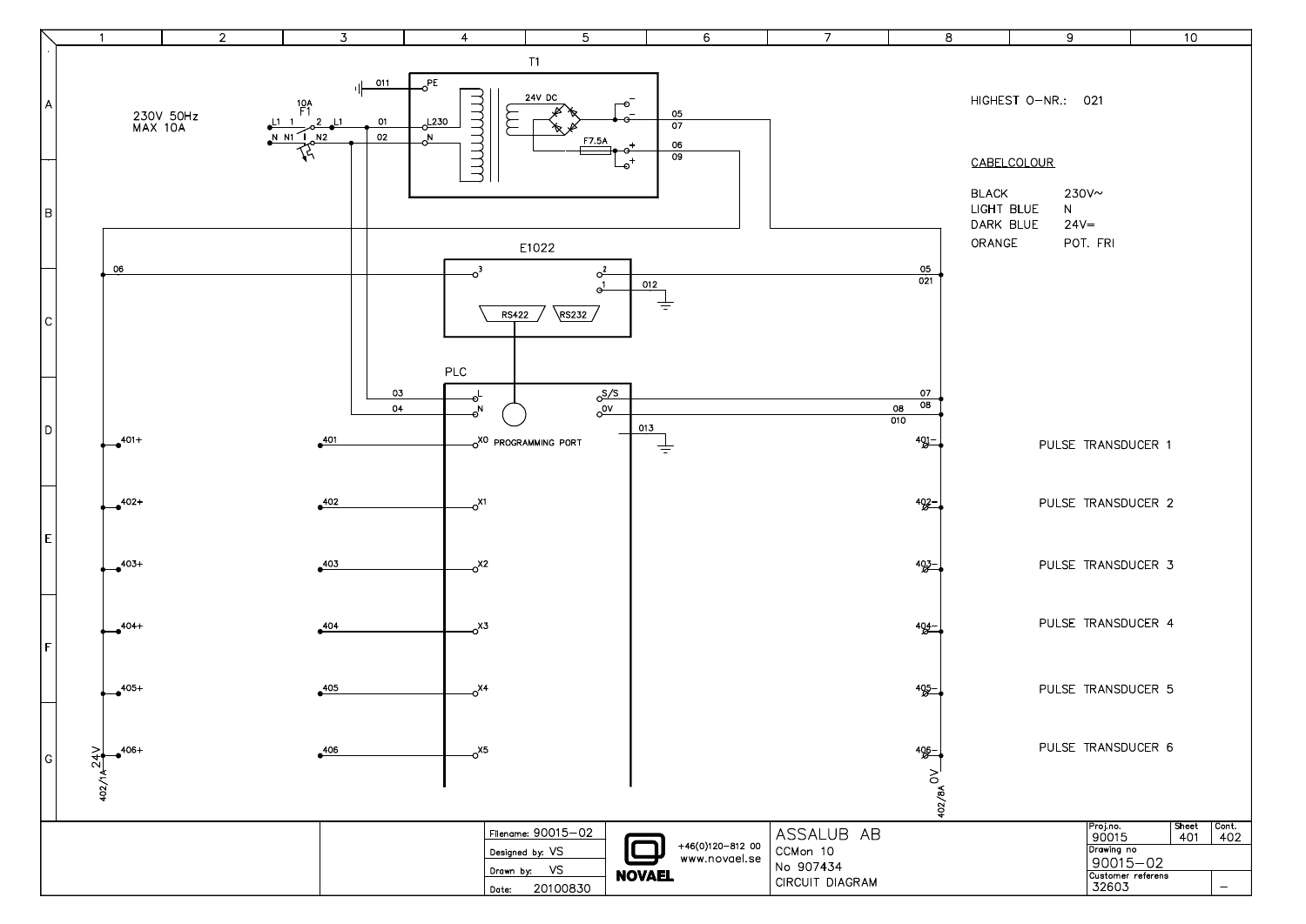230V 50Hz
MAX 10A

T1

24V DC

F7.5A

E1022

RS422 RS232

PLC

PROGRAMMING PORT

PULSE TRANSDUCER 1

PULSE TRANSDUCER 2

PULSE TRANSDUCER 3

PULSE TRANSDUCER 4

PULSE TRANSDUCER 5

PULSE TRANSDUCER 6

HIGHEST O-NR.: 021

CABELCOLOUR

| | |
|---|---|
| BLACK | 230V~ |
| LIGHT BLUE | N |
| DARK BLUE | 24V= |
| ORANGE | POT. FRI |

| | | | |
|---|---|---|---|
| Filename: 90015-02 | +46(0)120-812 00 www.novael.se | ASSALUB AB | Proj.no. 90015 |
| Designed by: VS | NOVAEL | CCMon 10 | Sheet 401 |
| Drawn by: VS | | No 907434 | Cont. 402 |
| Date: 20100830 | | CIRCUIT DIAGRAM | Drawing no 90015-02 |
| | | | Customer referens 32603 |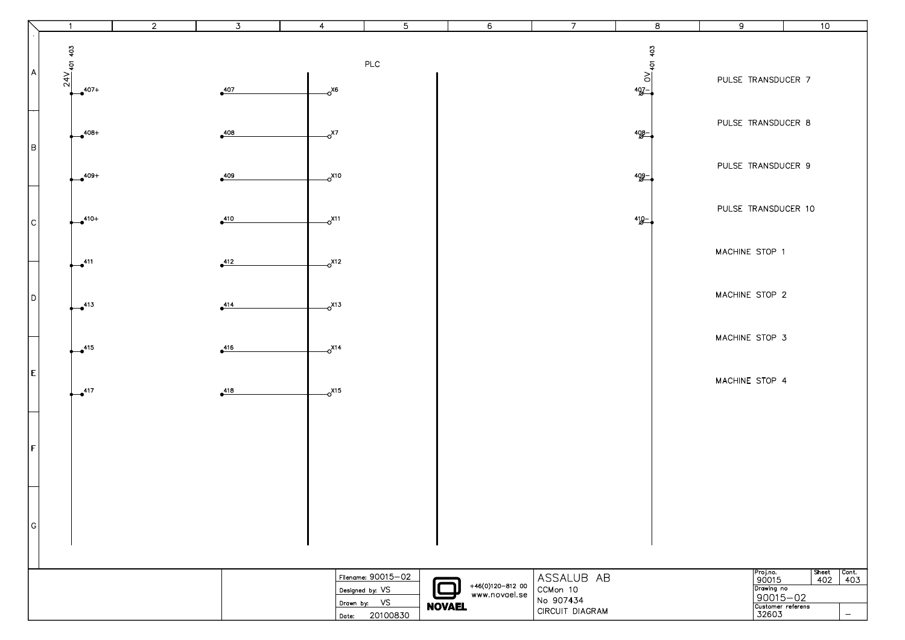PLC

24V 401 403

0V 401 403

| 24V terminal | Wire | PLC input | 0V terminal | Function |
|---|---|---|---|---|
| 407+ | 407 | X6 | 407- | PULSE TRANSDUCER 7 |
| 408+ | 408 | X7 | 408- | PULSE TRANSDUCER 8 |
| 409+ | 409 | X10 | 409- | PULSE TRANSDUCER 9 |
| 410+ | 410 | X11 | 410- | PULSE TRANSDUCER 10 |
| 411 | 412 | X12 | | MACHINE STOP 1 |
| 413 | 414 | X13 | | MACHINE STOP 2 |
| 415 | 416 | X14 | | MACHINE STOP 3 |
| 417 | 418 | X15 | | MACHINE STOP 4 |

| | |
|---|---|
| Filename: | 90015-02 |
| Designed by: | VS |
| Drawn by: | VS |
| Date: | 20100830 |

NOVAEL
+46(0)120-812 00
www.novael.se

ASSALUB AB
CCMon 10
No 907434
CIRCUIT DIAGRAM

| Proj.no. | Sheet | Cont. |
|---|---|---|
| 90015 | 402 | 403 |

Drawing no: 90015-02

Customer referens: 32603 –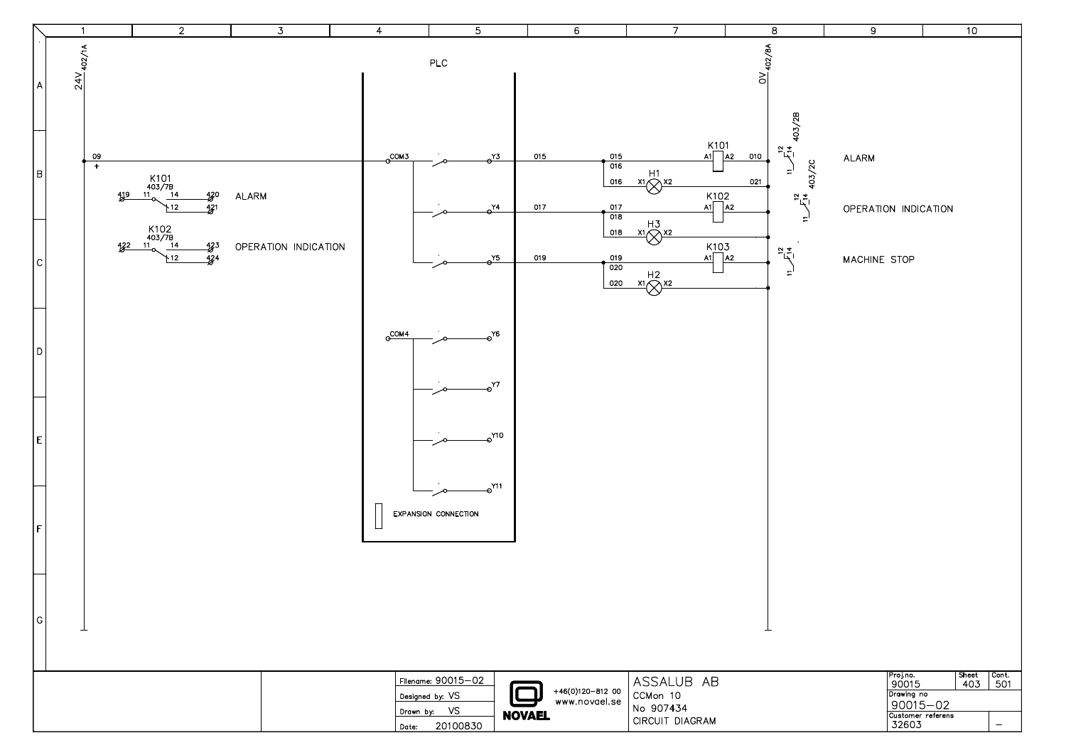# PLC

**24V** 402/1A — **0V** 402/8A

| Relay | Ref | Terminals | Function |
|---|---|---|---|
| K101 | 403/7B | 419, 11, 14, 420, 12, 421 | ALARM |
| K102 | 403/7B | 422, 11, 14, 423, 12, 424 | OPERATION INDICATION |

| PLC common | Output | Wire | Load | Function | Contact ref |
|---|---|---|---|---|---|
| COM3 | Y3 | 015 / 016 | K101 (A1–A2, 010), H1 (X1–X2, 021) | ALARM | 403/2B |
| COM3 | Y4 | 017 / 018 | K102 (A1–A2), H3 (X1–X2) | OPERATION INDICATION | 403/2C |
| COM3 | Y5 | 019 / 020 | K103 (A1–A2), H2 (X1–X2) | MACHINE STOP | |
| COM4 | Y6 | | | | |
| COM4 | Y7 | | | | |
| COM4 | Y10 | | | | |
| COM4 | Y11 | | | | |

09 +

EXPANSION CONNECTION

| | |
|---|---|
| Filename: | 90015-02 |
| Designed by: | VS |
| Drawn by: | VS |
| Date: | 20100830 |

NOVAEL — +46(0)120-812 00 — www.novael.se

ASSALUB AB
CCMon 10
No 907434
CIRCUIT DIAGRAM

| Proj.no. | Sheet | Cont. |
|---|---|---|
| 90015 | 403 | 501 |
| Drawing no | | |
| 90015-02 | | |
| Customer referens | | |
| 32603 | | – |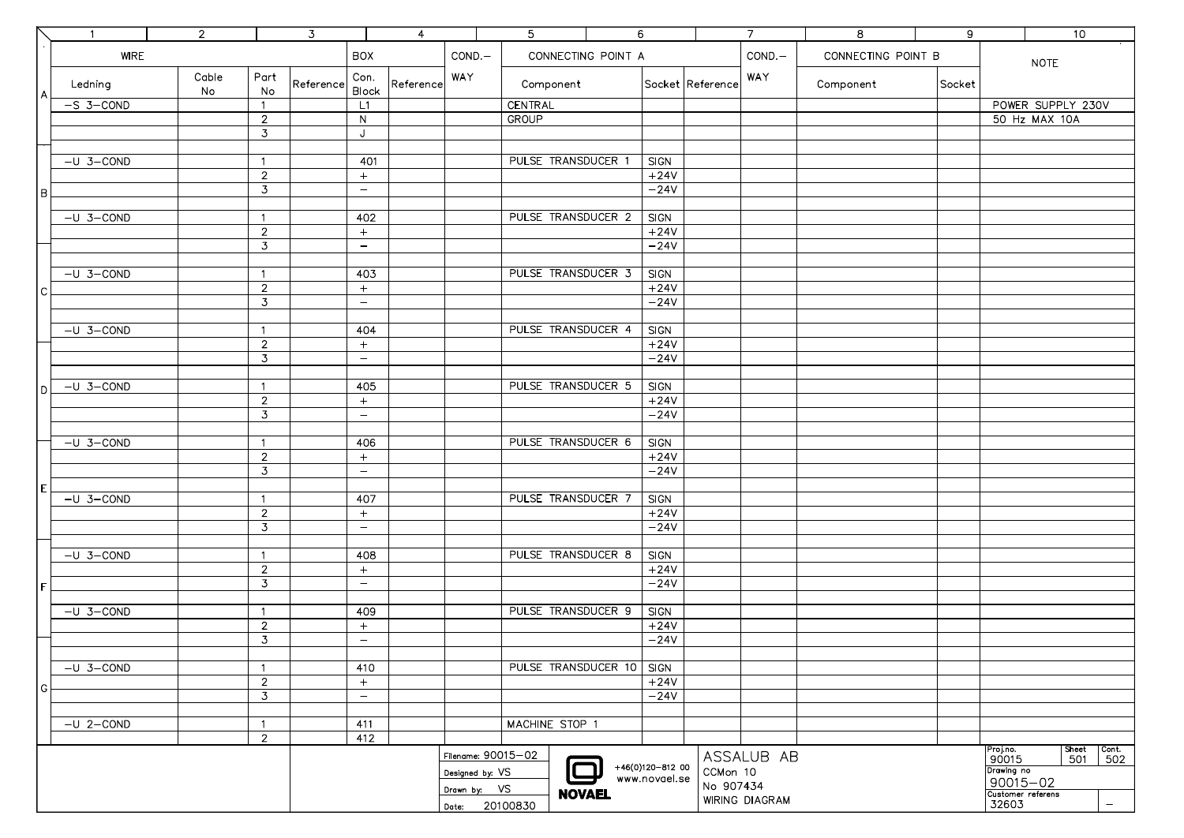| WIRE | | | | BOX | | COND.- | CONNECTING POINT A | | | COND.- | CONNECTING POINT B | | NOTE |
|---|---|---|---|---|---|---|---|---|---|---|---|---|---|
| Ledning | Cable No | Part No | Reference | Con. Block | Reference | WAY | Component | Socket | Reference | WAY | Component | Socket | |
| -S 3-COND | | 1 | | L1 | | | CENTRAL | | | | | | POWER SUPPLY 230V |
| | | 2 | | N | | | GROUP | | | | | | 50 Hz MAX 10A |
| | | 3 | | J | | | | | | | | | |
| -U 3-COND | | 1 | | 401 | | | PULSE TRANSDUCER 1 | SIGN | | | | | |
| | | 2 | | + | | | | +24V | | | | | |
| | | 3 | | − | | | | −24V | | | | | |
| -U 3-COND | | 1 | | 402 | | | PULSE TRANSDUCER 2 | SIGN | | | | | |
| | | 2 | | + | | | | +24V | | | | | |
| | | 3 | | − | | | | −24V | | | | | |
| -U 3-COND | | 1 | | 403 | | | PULSE TRANSDUCER 3 | SIGN | | | | | |
| | | 2 | | + | | | | +24V | | | | | |
| | | 3 | | − | | | | −24V | | | | | |
| -U 3-COND | | 1 | | 404 | | | PULSE TRANSDUCER 4 | SIGN | | | | | |
| | | 2 | | + | | | | +24V | | | | | |
| | | 3 | | − | | | | −24V | | | | | |
| -U 3-COND | | 1 | | 405 | | | PULSE TRANSDUCER 5 | SIGN | | | | | |
| | | 2 | | + | | | | +24V | | | | | |
| | | 3 | | − | | | | −24V | | | | | |
| -U 3-COND | | 1 | | 406 | | | PULSE TRANSDUCER 6 | SIGN | | | | | |
| | | 2 | | + | | | | +24V | | | | | |
| | | 3 | | − | | | | −24V | | | | | |
| -U 3-COND | | 1 | | 407 | | | PULSE TRANSDUCER 7 | SIGN | | | | | |
| | | 2 | | + | | | | +24V | | | | | |
| | | 3 | | − | | | | −24V | | | | | |
| -U 3-COND | | 1 | | 408 | | | PULSE TRANSDUCER 8 | SIGN | | | | | |
| | | 2 | | + | | | | +24V | | | | | |
| | | 3 | | − | | | | −24V | | | | | |
| -U 3-COND | | 1 | | 409 | | | PULSE TRANSDUCER 9 | SIGN | | | | | |
| | | 2 | | + | | | | +24V | | | | | |
| | | 3 | | − | | | | −24V | | | | | |
| -U 3-COND | | 1 | | 410 | | | PULSE TRANSDUCER 10 | SIGN | | | | | |
| | | 2 | | + | | | | +24V | | | | | |
| | | 3 | | − | | | | −24V | | | | | |
| -U 2-COND | | 1 | | 411 | | | MACHINE STOP 1 | | | | | | |
| | | 2 | | 412 | | | | | | | | | |

Filename: 90015-02
Designed by: VS
Drawn by: VS
Date: 20100830

NOVAEL
+46(0)120-812 00
www.novael.se

ASSALUB AB
CCMon 10
No 907434
WIRING DIAGRAM

Proj.no. 90015 | Sheet 501 | Cont. 502
Drawing no 90015-02
Customer referens 32603 | −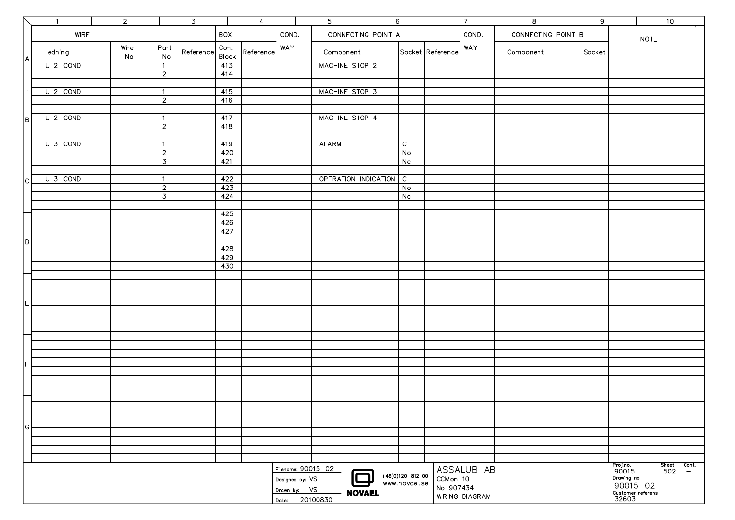| WIRE | | | | BOX | | COND.- | CONNECTING POINT A | | | COND.- | CONNECTING POINT B | | NOTE |
|---|---|---|---|---|---|---|---|---|---|---|---|---|---|
| Ledning | Wire No | Part No | Reference | Con. Block | Reference | WAY | Component | Socket | Reference | WAY | Component | Socket | |
| -U 2-COND | | 1 | | 413 | | | MACHINE STOP 2 | | | | | | |
| | | 2 | | 414 | | | | | | | | | |
| -U 2-COND | | 1 | | 415 | | | MACHINE STOP 3 | | | | | | |
| | | 2 | | 416 | | | | | | | | | |
| -U 2-COND | | 1 | | 417 | | | MACHINE STOP 4 | | | | | | |
| | | 2 | | 418 | | | | | | | | | |
| -U 3-COND | | 1 | | 419 | | | ALARM | C | | | | | |
| | | 2 | | 420 | | | | No | | | | | |
| | | 3 | | 421 | | | | Nc | | | | | |
| -U 3-COND | | 1 | | 422 | | | OPERATION INDICATION | C | | | | | |
| | | 2 | | 423 | | | | No | | | | | |
| | | 3 | | 424 | | | | Nc | | | | | |
| | | | | 425 | | | | | | | | | |
| | | | | 426 | | | | | | | | | |
| | | | | 427 | | | | | | | | | |
| | | | | 428 | | | | | | | | | |
| | | | | 429 | | | | | | | | | |
| | | | | 430 | | | | | | | | | |

Filename: 90015-02
Designed by: VS
Drawn by: VS
Date: 20100830

NOVAEL
+46(0)120-812 00
www.novael.se

ASSALUB AB
CCMon 10
No 907434
WIRING DIAGRAM

Proj.no. 90015
Sheet 502
Cont. -
Drawing no 90015-02
Customer referens 32603